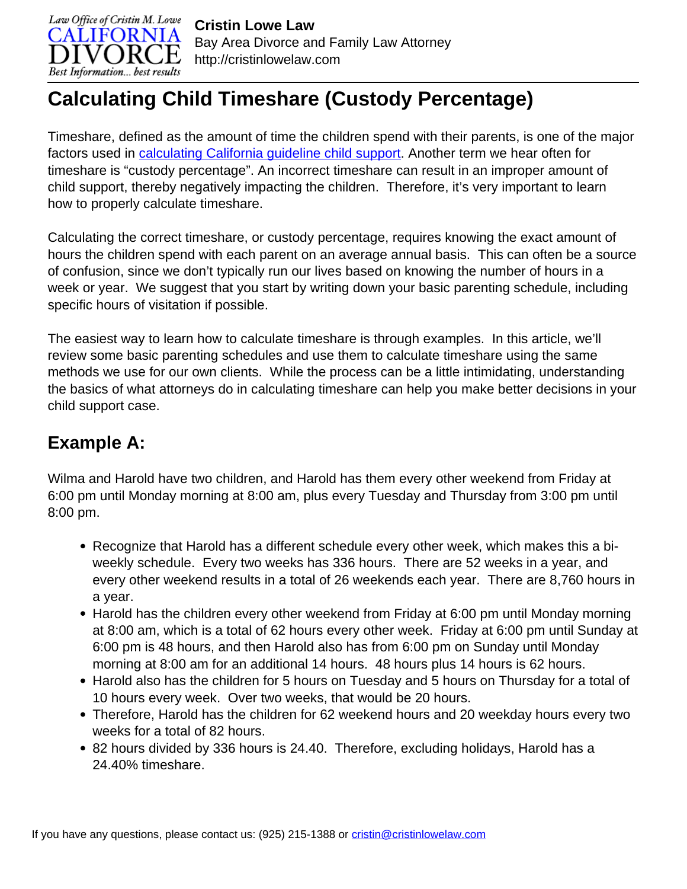# Calculating Child Timeshare (Custody Percentage)

Timeshare, defined as the amount of time the children spend with their parents, is one of the major factors used in [calculating California guideline child support](). Another term we hear often for timeshare is "custody percentage". An incorrect timeshare can result in an improper amount of child support, thereby negatively impacting the children. Therefore, it's very important to learn how to properly calculate timeshare.

Calculating the correct timeshare, or custody percentage, requires knowing the exact amount of hours the children spend with each parent on an average annual basis. This can often be a source of confusion, since we don't typically run our lives based on knowing the number of hours in a week or year. We suggest that you start by writing down your basic parenting schedule, including specific hours of visitation if possible.

The easiest way to learn how to calculate timeshare is through examples. In this article, we'll review some basic parenting schedules and use them to calculate timeshare using the same methods we use for our own clients. While the process can be a little intimidating, understanding the basics of what attorneys do in calculating timeshare can help you make better decisions in your child support case.

## Example A:

Wilma and Harold have two children, and Harold has them every other weekend from Friday at 6:00 pm until Monday morning at 8:00 am, plus every Tuesday and Thursday from 3:00 pm until 8:00 pm.

- Recognize that Harold has a different schedule every other week, which makes this a bi-weekly schedule. Every two weeks has 336 hours. There are 52 weeks in a year, and every other weekend results in a total of 26 weekends each year. There are 8,760 hours in a year.
- Harold has the children every other weekend from Friday at 6:00 pm until Monday morning at 8:00 am, which is a total of 62 hours every other week. Friday at 6:00 pm until Sunday at 6:00 pm is 48 hours, and then Harold also has from 6:00 pm on Sunday until Monday morning at 8:00 am for an additional 14 hours. 48 hours plus 14 hours is 62 hours.
- Harold also has the children for 5 hours on Tuesday and 5 hours on Thursday for a total of 10 hours every week. Over two weeks, that would be 20 hours.
- Therefore, Harold has the children for 62 weekend hours and 20 weekday hours every two weeks for a total of 82 hours.
- 82 hours divided by 336 hours is 24.40. Therefore, excluding holidays, Harold has a 24.40% timeshare.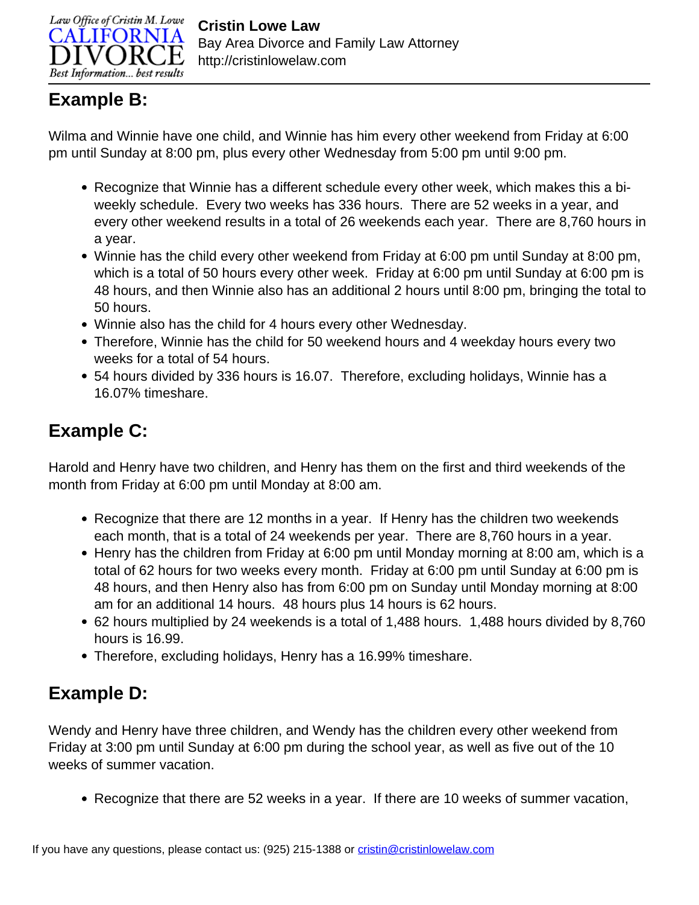## Example B:

Wilma and Winnie have one child, and Winnie has him every other weekend from Friday at 6:00 pm until Sunday at 8:00 pm, plus every other Wednesday from 5:00 pm until 9:00 pm.

- Recognize that Winnie has a different schedule every other week, which makes this a bi-weekly schedule. Every two weeks has 336 hours. There are 52 weeks in a year, and every other weekend results in a total of 26 weekends each year. There are 8,760 hours in a year.
- Winnie has the child every other weekend from Friday at 6:00 pm until Sunday at 8:00 pm, which is a total of 50 hours every other week. Friday at 6:00 pm until Sunday at 6:00 pm is 48 hours, and then Winnie also has an additional 2 hours until 8:00 pm, bringing the total to 50 hours.
- Winnie also has the child for 4 hours every other Wednesday.
- Therefore, Winnie has the child for 50 weekend hours and 4 weekday hours every two weeks for a total of 54 hours.
- 54 hours divided by 336 hours is 16.07. Therefore, excluding holidays, Winnie has a 16.07% timeshare.

## Example C:

Harold and Henry have two children, and Henry has them on the first and third weekends of the month from Friday at 6:00 pm until Monday at 8:00 am.

- Recognize that there are 12 months in a year. If Henry has the children two weekends each month, that is a total of 24 weekends per year. There are 8,760 hours in a year.
- Henry has the children from Friday at 6:00 pm until Monday morning at 8:00 am, which is a total of 62 hours for two weeks every month. Friday at 6:00 pm until Sunday at 6:00 pm is 48 hours, and then Henry also has from 6:00 pm on Sunday until Monday morning at 8:00 am for an additional 14 hours. 48 hours plus 14 hours is 62 hours.
- 62 hours multiplied by 24 weekends is a total of 1,488 hours. 1,488 hours divided by 8,760 hours is 16.99.
- Therefore, excluding holidays, Henry has a 16.99% timeshare.

## Example D:

Wendy and Henry have three children, and Wendy has the children every other weekend from Friday at 3:00 pm until Sunday at 6:00 pm during the school year, as well as five out of the 10 weeks of summer vacation.

- Recognize that there are 52 weeks in a year. If there are 10 weeks of summer vacation,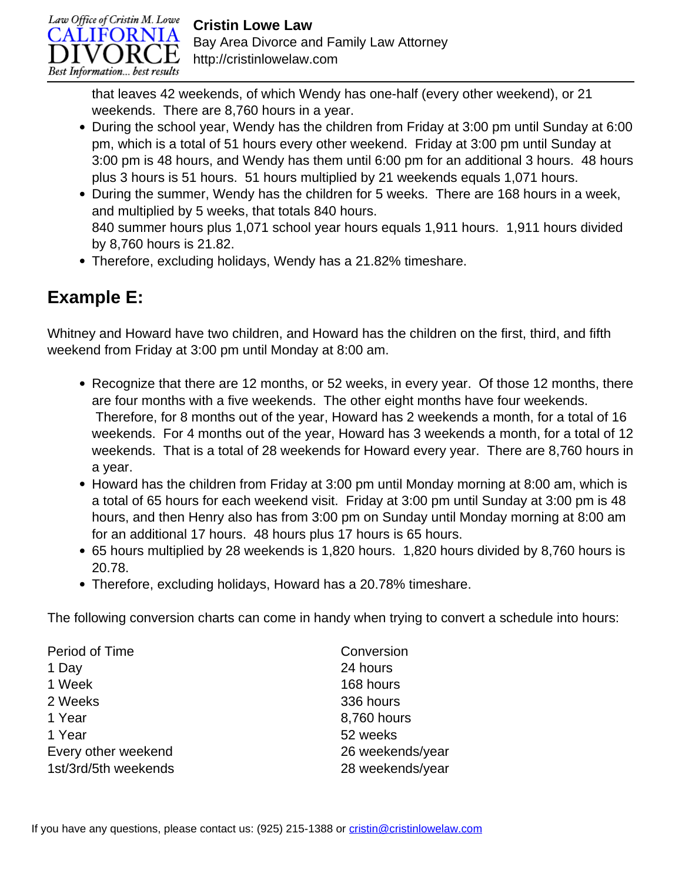that leaves 42 weekends, of which Wendy has one-half (every other weekend), or 21 weekends. There are 8,760 hours in a year.

- During the school year, Wendy has the children from Friday at 3:00 pm until Sunday at 6:00 pm, which is a total of 51 hours every other weekend. Friday at 3:00 pm until Sunday at 3:00 pm is 48 hours, and Wendy has them until 6:00 pm for an additional 3 hours. 48 hours plus 3 hours is 51 hours. 51 hours multiplied by 21 weekends equals 1,071 hours.
- During the summer, Wendy has the children for 5 weeks. There are 168 hours in a week, and multiplied by 5 weeks, that totals 840 hours.
  840 summer hours plus 1,071 school year hours equals 1,911 hours. 1,911 hours divided by 8,760 hours is 21.82.
- Therefore, excluding holidays, Wendy has a 21.82% timeshare.

## Example E:

Whitney and Howard have two children, and Howard has the children on the first, third, and fifth weekend from Friday at 3:00 pm until Monday at 8:00 am.

- Recognize that there are 12 months, or 52 weeks, in every year. Of those 12 months, there are four months with a five weekends. The other eight months have four weekends. Therefore, for 8 months out of the year, Howard has 2 weekends a month, for a total of 16 weekends. For 4 months out of the year, Howard has 3 weekends a month, for a total of 12 weekends. That is a total of 28 weekends for Howard every year. There are 8,760 hours in a year.
- Howard has the children from Friday at 3:00 pm until Monday morning at 8:00 am, which is a total of 65 hours for each weekend visit. Friday at 3:00 pm until Sunday at 3:00 pm is 48 hours, and then Henry also has from 3:00 pm on Sunday until Monday morning at 8:00 am for an additional 17 hours. 48 hours plus 17 hours is 65 hours.
- 65 hours multiplied by 28 weekends is 1,820 hours. 1,820 hours divided by 8,760 hours is 20.78.
- Therefore, excluding holidays, Howard has a 20.78% timeshare.

The following conversion charts can come in handy when trying to convert a schedule into hours:

| Period of Time | Conversion |
|---|---|
| 1 Day | 24 hours |
| 1 Week | 168 hours |
| 2 Weeks | 336 hours |
| 1 Year | 8,760 hours |
| 1 Year | 52 weeks |
| Every other weekend | 26 weekends/year |
| 1st/3rd/5th weekends | 28 weekends/year |

If you have any questions, please contact us: (925) 215-1388 or cristin@cristinlowelaw.com